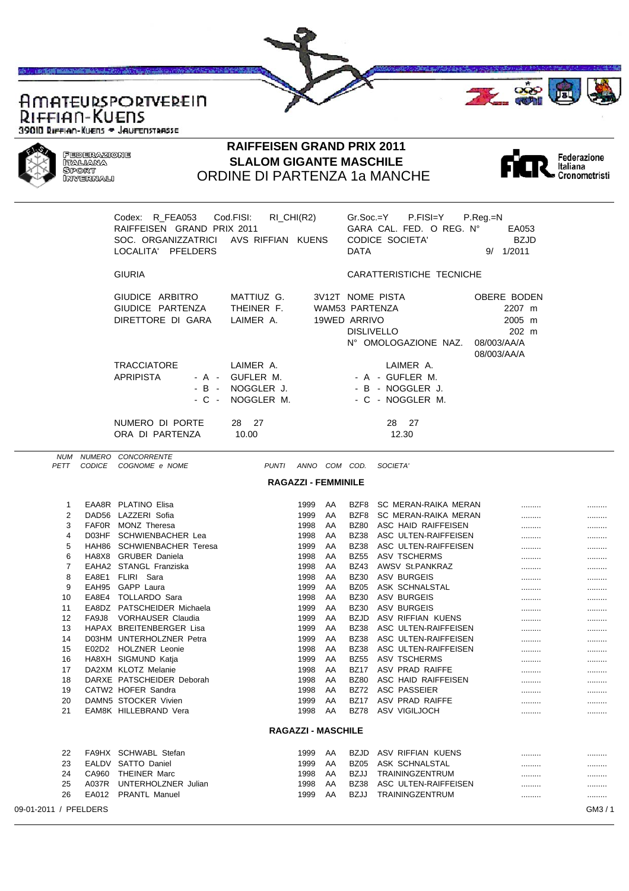AMATEURSPORTVEREIN
RIFFIAN-KUENS
39010 Riffian-Kuens • Jaufenstrasse

FEDERAZIONE ITALIANA SPORT INVERNALI

# RAIFFEISEN GRAND PRIX 2011
## SLALOM GIGANTE MASCHILE
### ORDINE DI PARTENZA 1a MANCHE

Federazione Italiana Cronometristi

| | | | |
|---|---|---|---|
| Codex: R_FEA053 | Cod.FISI: RI_CHI(R2) | Gr.Soc.=Y P.FISI=Y | P.Reg.=N |
| RAIFFEISEN GRAND PRIX 2011 | | GARA CAL. FED. O REG. N° | EA053 |
| SOC. ORGANIZZATRICI | AVS RIFFIAN KUENS | CODICE SOCIETA' | BZJD |
| LOCALITA' PFELDERS | | DATA | 9/ 1/2011 |

GIURIA

| | | | |
|---|---|---|---|
| GIUDICE ARBITRO | MATTIUZ G. | 3V12T | |
| GIUDICE PARTENZA | THEINER F. | WAM53 | |
| DIRETTORE DI GARA | LAIMER A. | 19WED | |

CARATTERISTICHE TECNICHE

| | |
|---|---|
| NOME PISTA | OBERE BODEN |
| PARTENZA | 2207 m |
| ARRIVO | 2005 m |
| DISLIVELLO | 202 m |
| N° OMOLOGAZIONE NAZ. | 08/003/AA/A 08/003/AA/A |

| | | |
|---|---|---|
| TRACCIATORE | LAIMER A. | LAIMER A. |
| APRIPISTA - A - | GUFLER M. | - A - GUFLER M. |
| - B - | NOGGLER J. | - B - NOGGLER J. |
| - C - | NOGGLER M. | - C - NOGGLER M. |
| NUMERO DI PORTE | 28 27 | 28 27 |
| ORA DI PARTENZA | 10.00 | 12.30 |

| NUM PETT | NUMERO CODICE | CONCORRENTE COGNOME e NOME | PUNTI | ANNO | COM | COD. | SOCIETA' | | |
|---|---|---|---|---|---|---|---|---|---|
| | | **RAGAZZI - FEMMINILE** | | | | | | | |
| 1 | EAA8R | PLATINO Elisa | | 1999 | AA | BZF8 | SC MERAN-RAIKA MERAN | ......... | ......... |
| 2 | DAD56 | LAZZERI Sofia | | 1999 | AA | BZF8 | SC MERAN-RAIKA MERAN | ......... | ......... |
| 3 | FAF0R | MONZ Theresa | | 1998 | AA | BZ80 | ASC HAID RAIFFEISEN | ......... | ......... |
| 4 | D03HF | SCHWIENBACHER Lea | | 1998 | AA | BZ38 | ASC ULTEN-RAIFFEISEN | ......... | ......... |
| 5 | HAH86 | SCHWIENBACHER Teresa | | 1999 | AA | BZ38 | ASC ULTEN-RAIFFEISEN | ......... | ......... |
| 6 | HA8X8 | GRUBER Daniela | | 1998 | AA | BZ55 | ASV TSCHERMS | ......... | ......... |
| 7 | EAHA2 | STANGL Franziska | | 1998 | AA | BZ43 | AWSV St.PANKRAZ | ......... | ......... |
| 8 | EA8E1 | FLIRI Sara | | 1998 | AA | BZ30 | ASV BURGEIS | ......... | ......... |
| 9 | EAH95 | GAPP Laura | | 1999 | AA | BZ05 | ASK SCHNALSTAL | ......... | ......... |
| 10 | EA8E4 | TOLLARDO Sara | | 1998 | AA | BZ30 | ASV BURGEIS | ......... | ......... |
| 11 | EA8DZ | PATSCHEIDER Michaela | | 1999 | AA | BZ30 | ASV BURGEIS | ......... | ......... |
| 12 | FA9J8 | VORHAUSER Claudia | | 1999 | AA | BZJD | ASV RIFFIAN KUENS | ......... | ......... |
| 13 | HAPAX | BREITENBERGER Lisa | | 1999 | AA | BZ38 | ASC ULTEN-RAIFFEISEN | ......... | ......... |
| 14 | D03HM | UNTERHOLZNER Petra | | 1999 | AA | BZ38 | ASC ULTEN-RAIFFEISEN | ......... | ......... |
| 15 | E02D2 | HOLZNER Leonie | | 1998 | AA | BZ38 | ASC ULTEN-RAIFFEISEN | ......... | ......... |
| 16 | HA8XH | SIGMUND Katja | | 1999 | AA | BZ55 | ASV TSCHERMS | ......... | ......... |
| 17 | DA2XM | KLOTZ Melanie | | 1998 | AA | BZ17 | ASV PRAD RAIFFE | ......... | ......... |
| 18 | DARXE | PATSCHEIDER Deborah | | 1998 | AA | BZ80 | ASC HAID RAIFFEISEN | ......... | ......... |
| 19 | CATW2 | HOFER Sandra | | 1998 | AA | BZ72 | ASC PASSEIER | ......... | ......... |
| 20 | DAMN5 | STOCKER Vivien | | 1999 | AA | BZ17 | ASV PRAD RAIFFE | ......... | ......... |
| 21 | EAM8K | HILLEBRAND Vera | | 1998 | AA | BZ78 | ASV VIGILJOCH | ......... | ......... |
| | | **RAGAZZI - MASCHILE** | | | | | | | |
| 22 | FA9HX | SCHWABL Stefan | | 1999 | AA | BZJD | ASV RIFFIAN KUENS | ......... | ......... |
| 23 | EALDV | SATTO Daniel | | 1999 | AA | BZ05 | ASK SCHNALSTAL | ......... | ......... |
| 24 | CA960 | THEINER Marc | | 1998 | AA | BZJJ | TRAININGZENTRUM | ......... | ......... |
| 25 | A037R | UNTERHOLZNER Julian | | 1998 | AA | BZ38 | ASC ULTEN-RAIFFEISEN | ......... | ......... |
| 26 | EA012 | PRANTL Manuel | | 1999 | AA | BZJJ | TRAININGZENTRUM | ......... | ......... |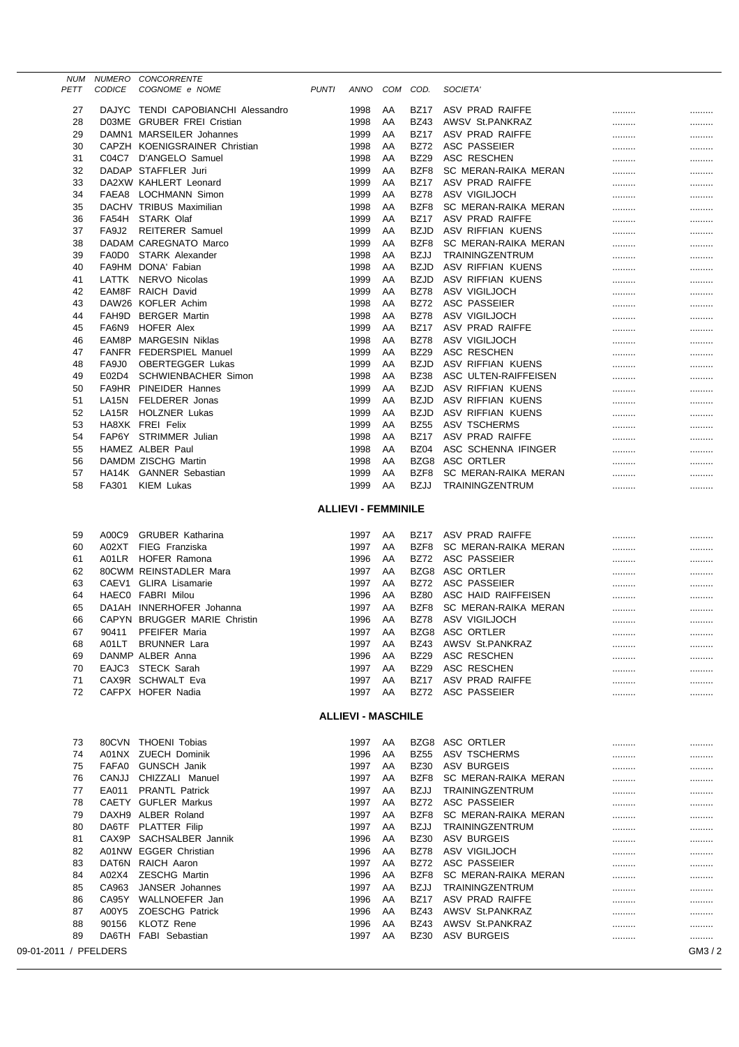| NUM PETT | NUMERO CODICE | CONCORRENTE COGNOME e NOME | PUNTI | ANNO | COM | COD. | SOCIETA' | | |
|---|---|---|---|---|---|---|---|---|---|
| 27 | DAJYC | TENDI CAPOBIANCHI Alessandro | | 1998 | AA | BZ17 | ASV PRAD RAIFFE | ......... | ......... |
| 28 | D03ME | GRUBER FREI Cristian | | 1998 | AA | BZ43 | AWSV St.PANKRAZ | ......... | ......... |
| 29 | DAMN1 | MARSEILER Johannes | | 1999 | AA | BZ17 | ASV PRAD RAIFFE | ......... | ......... |
| 30 | CAPZH | KOENIGSRAINER Christian | | 1998 | AA | BZ72 | ASC PASSEIER | ......... | ......... |
| 31 | C04C7 | D'ANGELO Samuel | | 1998 | AA | BZ29 | ASC RESCHEN | ......... | ......... |
| 32 | DADAP | STAFFLER Juri | | 1999 | AA | BZF8 | SC MERAN-RAIKA MERAN | ......... | ......... |
| 33 | DA2XW | KAHLERT Leonard | | 1999 | AA | BZ17 | ASV PRAD RAIFFE | ......... | ......... |
| 34 | FAEA8 | LOCHMANN Simon | | 1999 | AA | BZ78 | ASV VIGILJOCH | ......... | ......... |
| 35 | DACHV | TRIBUS Maximilian | | 1998 | AA | BZF8 | SC MERAN-RAIKA MERAN | ......... | ......... |
| 36 | FA54H | STARK Olaf | | 1999 | AA | BZ17 | ASV PRAD RAIFFE | ......... | ......... |
| 37 | FA9J2 | REITERER Samuel | | 1999 | AA | BZJD | ASV RIFFIAN KUENS | ......... | ......... |
| 38 | DADAM | CAREGNATO Marco | | 1999 | AA | BZF8 | SC MERAN-RAIKA MERAN | ......... | ......... |
| 39 | FA0D0 | STARK Alexander | | 1998 | AA | BZJJ | TRAININGZENTRUM | ......... | ......... |
| 40 | FA9HM | DONA' Fabian | | 1998 | AA | BZJD | ASV RIFFIAN KUENS | ......... | ......... |
| 41 | LATTK | NERVO Nicolas | | 1999 | AA | BZJD | ASV RIFFIAN KUENS | ......... | ......... |
| 42 | EAM8F | RAICH David | | 1999 | AA | BZ78 | ASV VIGILJOCH | ......... | ......... |
| 43 | DAW26 | KOFLER Achim | | 1998 | AA | BZ72 | ASC PASSEIER | ......... | ......... |
| 44 | FAH9D | BERGER Martin | | 1998 | AA | BZ78 | ASV VIGILJOCH | ......... | ......... |
| 45 | FA6N9 | HOFER Alex | | 1999 | AA | BZ17 | ASV PRAD RAIFFE | ......... | ......... |
| 46 | EAM8P | MARGESIN Niklas | | 1998 | AA | BZ78 | ASV VIGILJOCH | ......... | ......... |
| 47 | FANFR | FEDERSPIEL Manuel | | 1999 | AA | BZ29 | ASC RESCHEN | ......... | ......... |
| 48 | FA9J0 | OBERTEGGER Lukas | | 1999 | AA | BZJD | ASV RIFFIAN KUENS | ......... | ......... |
| 49 | E02D4 | SCHWIENBACHER Simon | | 1998 | AA | BZ38 | ASC ULTEN-RAIFFEISEN | ......... | ......... |
| 50 | FA9HR | PINEIDER Hannes | | 1999 | AA | BZJD | ASV RIFFIAN KUENS | ......... | ......... |
| 51 | LA15N | FELDERER Jonas | | 1999 | AA | BZJD | ASV RIFFIAN KUENS | ......... | ......... |
| 52 | LA15R | HOLZNER Lukas | | 1999 | AA | BZJD | ASV RIFFIAN KUENS | ......... | ......... |
| 53 | HA8XK | FREI Felix | | 1999 | AA | BZ55 | ASV TSCHERMS | ......... | ......... |
| 54 | FAP6Y | STRIMMER Julian | | 1998 | AA | BZ17 | ASV PRAD RAIFFE | ......... | ......... |
| 55 | HAMEZ | ALBER Paul | | 1998 | AA | BZ04 | ASC SCHENNA IFINGER | ......... | ......... |
| 56 | DAMDM | ZISCHG Martin | | 1998 | AA | BZG8 | ASC ORTLER | ......... | ......... |
| 57 | HA14K | GANNER Sebastian | | 1999 | AA | BZF8 | SC MERAN-RAIKA MERAN | ......... | ......... |
| 58 | FA301 | KIEM Lukas | | 1999 | AA | BZJJ | TRAININGZENTRUM | ......... | ......... |

## ALLIEVI - FEMMINILE

| NUM PETT | NUMERO CODICE | CONCORRENTE COGNOME e NOME | PUNTI | ANNO | COM | COD. | SOCIETA' | | |
|---|---|---|---|---|---|---|---|---|---|
| 59 | A00C9 | GRUBER Katharina | | 1997 | AA | BZ17 | ASV PRAD RAIFFE | ......... | ......... |
| 60 | A02XT | FIEG Franziska | | 1997 | AA | BZF8 | SC MERAN-RAIKA MERAN | ......... | ......... |
| 61 | A01LR | HOFER Ramona | | 1996 | AA | BZ72 | ASC PASSEIER | ......... | ......... |
| 62 | 80CWM | REINSTADLER Mara | | 1997 | AA | BZG8 | ASC ORTLER | ......... | ......... |
| 63 | CAEV1 | GLIRA Lisamarie | | 1997 | AA | BZ72 | ASC PASSEIER | ......... | ......... |
| 64 | HAEC0 | FABRI Milou | | 1996 | AA | BZ80 | ASC HAID RAIFFEISEN | ......... | ......... |
| 65 | DA1AH | INNERHOFER Johanna | | 1997 | AA | BZF8 | SC MERAN-RAIKA MERAN | ......... | ......... |
| 66 | CAPYN | BRUGGER MARIE Christin | | 1996 | AA | BZ78 | ASV VIGILJOCH | ......... | ......... |
| 67 | 90411 | PFEIFER Maria | | 1997 | AA | BZG8 | ASC ORTLER | ......... | ......... |
| 68 | A01LT | BRUNNER Lara | | 1997 | AA | BZ43 | AWSV St.PANKRAZ | ......... | ......... |
| 69 | DANMP | ALBER Anna | | 1996 | AA | BZ29 | ASC RESCHEN | ......... | ......... |
| 70 | EAJC3 | STECK Sarah | | 1997 | AA | BZ29 | ASC RESCHEN | ......... | ......... |
| 71 | CAX9R | SCHWALT Eva | | 1997 | AA | BZ17 | ASV PRAD RAIFFE | ......... | ......... |
| 72 | CAFPX | HOFER Nadia | | 1997 | AA | BZ72 | ASC PASSEIER | ......... | ......... |

## ALLIEVI - MASCHILE

| NUM PETT | NUMERO CODICE | CONCORRENTE COGNOME e NOME | PUNTI | ANNO | COM | COD. | SOCIETA' | | |
|---|---|---|---|---|---|---|---|---|---|
| 73 | 80CVN | THOENI Tobias | | 1997 | AA | BZG8 | ASC ORTLER | ......... | ......... |
| 74 | A01NX | ZUECH Dominik | | 1996 | AA | BZ55 | ASV TSCHERMS | ......... | ......... |
| 75 | FAFA0 | GUNSCH Janik | | 1997 | AA | BZ30 | ASV BURGEIS | ......... | ......... |
| 76 | CANJJ | CHIZZALI Manuel | | 1997 | AA | BZF8 | SC MERAN-RAIKA MERAN | ......... | ......... |
| 77 | EA011 | PRANTL Patrick | | 1997 | AA | BZJJ | TRAININGZENTRUM | ......... | ......... |
| 78 | CAETY | GUFLER Markus | | 1997 | AA | BZ72 | ASC PASSEIER | ......... | ......... |
| 79 | DAXH9 | ALBER Roland | | 1997 | AA | BZF8 | SC MERAN-RAIKA MERAN | ......... | ......... |
| 80 | DA6TF | PLATTER Filip | | 1997 | AA | BZJJ | TRAININGZENTRUM | ......... | ......... |
| 81 | CAX9P | SACHSALBER Jannik | | 1996 | AA | BZ30 | ASV BURGEIS | ......... | ......... |
| 82 | A01NW | EGGER Christian | | 1996 | AA | BZ78 | ASV VIGILJOCH | ......... | ......... |
| 83 | DAT6N | RAICH Aaron | | 1997 | AA | BZ72 | ASC PASSEIER | ......... | ......... |
| 84 | A02X4 | ZESCHG Martin | | 1996 | AA | BZF8 | SC MERAN-RAIKA MERAN | ......... | ......... |
| 85 | CA963 | JANSER Johannes | | 1997 | AA | BZJJ | TRAININGZENTRUM | ......... | ......... |
| 86 | CA95Y | WALLNOEFER Jan | | 1996 | AA | BZ17 | ASV PRAD RAIFFE | ......... | ......... |
| 87 | A00Y5 | ZOESCHG Patrick | | 1996 | AA | BZ43 | AWSV St.PANKRAZ | ......... | ......... |
| 88 | 90156 | KLOTZ Rene | | 1996 | AA | BZ43 | AWSV St.PANKRAZ | ......... | ......... |
| 89 | DA6TH | FABI Sebastian | | 1997 | AA | BZ30 | ASV BURGEIS | ......... | ......... |

09-01-2011 / PFELDERS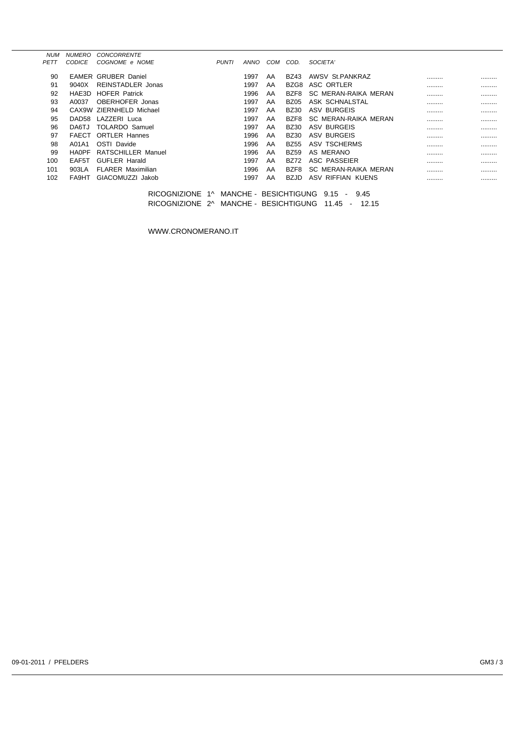| NUM PETT | NUMERO CODICE | CONCORRENTE COGNOME e NOME | PUNTI | ANNO | COM | COD. | SOCIETA' | | |
|---|---|---|---|---|---|---|---|---|---|
| 90 | EAMER | GRUBER Daniel | | 1997 | AA | BZ43 | AWSV St.PANKRAZ | ......... | ......... |
| 91 | 9040X | REINSTADLER Jonas | | 1997 | AA | BZG8 | ASC ORTLER | ......... | ......... |
| 92 | HAE3D | HOFER Patrick | | 1996 | AA | BZF8 | SC MERAN-RAIKA MERAN | ......... | ......... |
| 93 | A0037 | OBERHOFER Jonas | | 1997 | AA | BZ05 | ASK SCHNALSTAL | ......... | ......... |
| 94 | CAX9W | ZIERNHELD Michael | | 1997 | AA | BZ30 | ASV BURGEIS | ......... | ......... |
| 95 | DAD58 | LAZZERI Luca | | 1997 | AA | BZF8 | SC MERAN-RAIKA MERAN | ......... | ......... |
| 96 | DA6TJ | TOLARDO Samuel | | 1997 | AA | BZ30 | ASV BURGEIS | ......... | ......... |
| 97 | FAECT | ORTLER Hannes | | 1996 | AA | BZ30 | ASV BURGEIS | ......... | ......... |
| 98 | A01A1 | OSTI Davide | | 1996 | AA | BZ55 | ASV TSCHERMS | ......... | ......... |
| 99 | HA0PF | RATSCHILLER Manuel | | 1996 | AA | BZ59 | AS MERANO | ......... | ......... |
| 100 | EAF5T | GUFLER Harald | | 1997 | AA | BZ72 | ASC PASSEIER | ......... | ......... |
| 101 | 903LA | FLARER Maximilian | | 1996 | AA | BZF8 | SC MERAN-RAIKA MERAN | ......... | ......... |
| 102 | FA9HT | GIACOMUZZI Jakob | | 1997 | AA | BZJD | ASV RIFFIAN KUENS | ......... | ......... |

RICOGNIZIONE 1^ MANCHE - BESICHTIGUNG 9.15 - 9.45

RICOGNIZIONE 2^ MANCHE - BESICHTIGUNG 11.45 - 12.15

WWW.CRONOMERANO.IT

09-01-2011 / PFELDERS